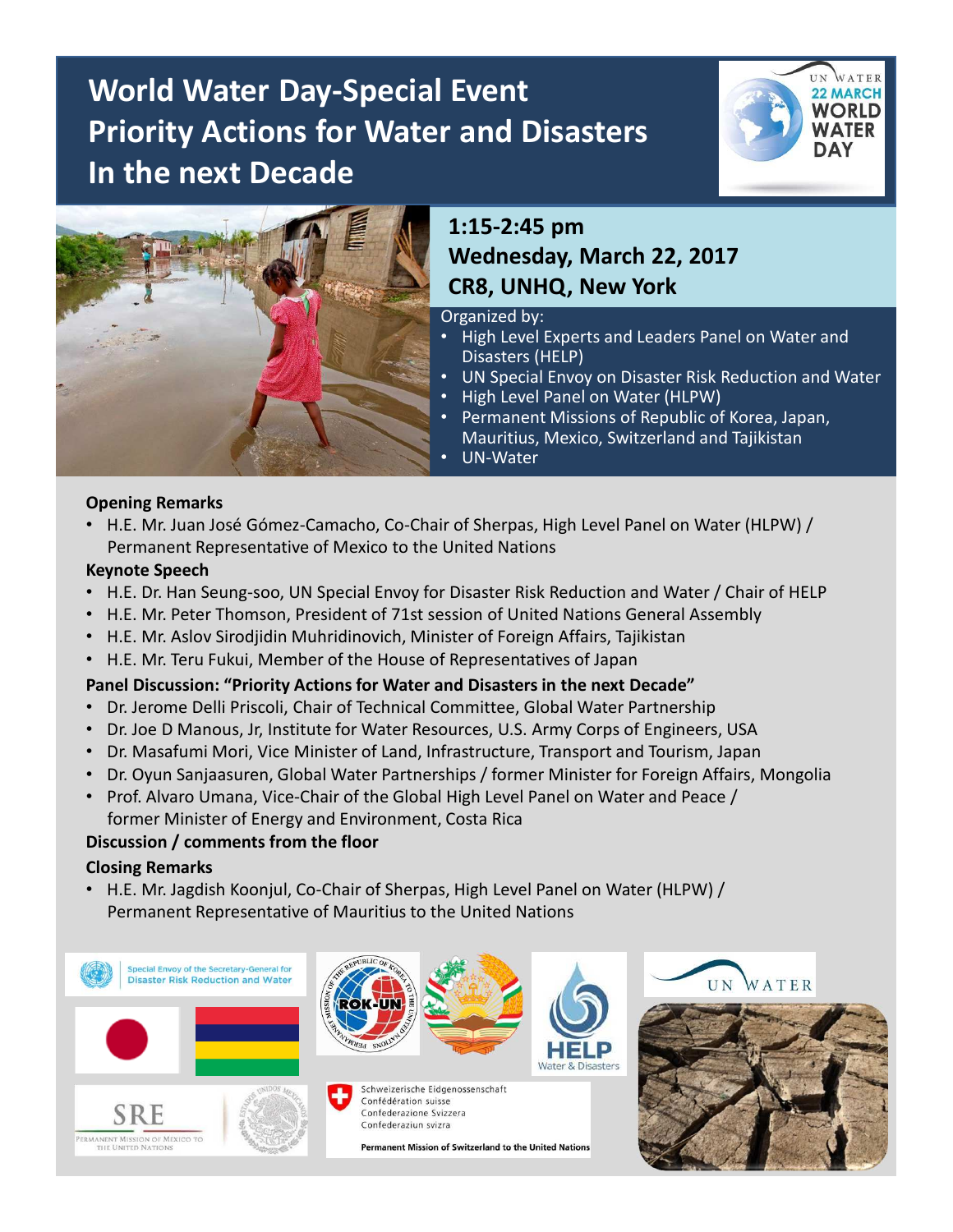# World Water Day-Special Event Priority Actions for Water and Disasters In the next Decade

**1:15-2:45 pm**
**Wednesday, March 22, 2017**
**CR8, UNHQ, New York**

Organized by:

- High Level Experts and Leaders Panel on Water and Disasters (HELP)
- UN Special Envoy on Disaster Risk Reduction and Water
- High Level Panel on Water (HLPW)
- Permanent Missions of Republic of Korea, Japan, Mauritius, Mexico, Switzerland and Tajikistan
- UN-Water

**Opening Remarks**

- H.E. Mr. Juan José Gómez-Camacho, Co-Chair of Sherpas, High Level Panel on Water (HLPW) / Permanent Representative of Mexico to the United Nations

**Keynote Speech**

- H.E. Dr. Han Seung-soo, UN Special Envoy for Disaster Risk Reduction and Water / Chair of HELP
- H.E. Mr. Peter Thomson, President of 71st session of United Nations General Assembly
- H.E. Mr. Aslov Sirodjidin Muhridinovich, Minister of Foreign Affairs, Tajikistan
- H.E. Mr. Teru Fukui, Member of the House of Representatives of Japan

**Panel Discussion: "Priority Actions for Water and Disasters in the next Decade"**

- Dr. Jerome Delli Priscoli, Chair of Technical Committee, Global Water Partnership
- Dr. Joe D Manous, Jr, Institute for Water Resources, U.S. Army Corps of Engineers, USA
- Dr. Masafumi Mori, Vice Minister of Land, Infrastructure, Transport and Tourism, Japan
- Dr. Oyun Sanjaasuren, Global Water Partnerships / former Minister for Foreign Affairs, Mongolia
- Prof. Alvaro Umana, Vice-Chair of the Global High Level Panel on Water and Peace / former Minister of Energy and Environment, Costa Rica

**Discussion / comments from the floor**

**Closing Remarks**

- H.E. Mr. Jagdish Koonjul, Co-Chair of Sherpas, High Level Panel on Water (HLPW) / Permanent Representative of Mauritius to the United Nations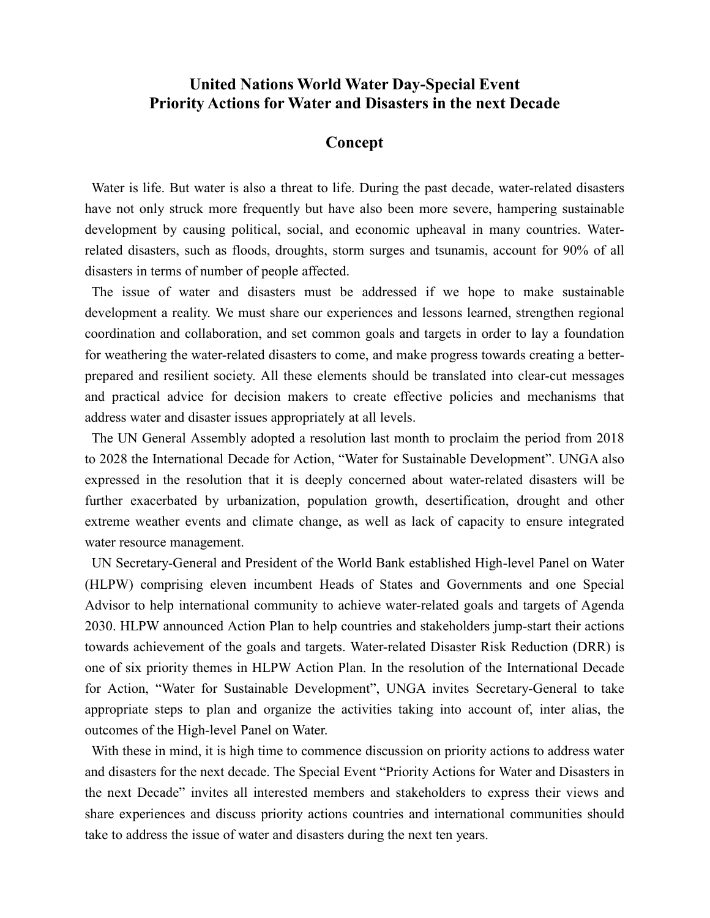# United Nations World Water Day-Special Event
# Priority Actions for Water and Disasters in the next Decade

## Concept

Water is life. But water is also a threat to life. During the past decade, water-related disasters have not only struck more frequently but have also been more severe, hampering sustainable development by causing political, social, and economic upheaval in many countries. Water-related disasters, such as floods, droughts, storm surges and tsunamis, account for 90% of all disasters in terms of number of people affected.

The issue of water and disasters must be addressed if we hope to make sustainable development a reality. We must share our experiences and lessons learned, strengthen regional coordination and collaboration, and set common goals and targets in order to lay a foundation for weathering the water-related disasters to come, and make progress towards creating a better-prepared and resilient society. All these elements should be translated into clear-cut messages and practical advice for decision makers to create effective policies and mechanisms that address water and disaster issues appropriately at all levels.

The UN General Assembly adopted a resolution last month to proclaim the period from 2018 to 2028 the International Decade for Action, "Water for Sustainable Development". UNGA also expressed in the resolution that it is deeply concerned about water-related disasters will be further exacerbated by urbanization, population growth, desertification, drought and other extreme weather events and climate change, as well as lack of capacity to ensure integrated water resource management.

UN Secretary-General and President of the World Bank established High-level Panel on Water (HLPW) comprising eleven incumbent Heads of States and Governments and one Special Advisor to help international community to achieve water-related goals and targets of Agenda 2030. HLPW announced Action Plan to help countries and stakeholders jump-start their actions towards achievement of the goals and targets. Water-related Disaster Risk Reduction (DRR) is one of six priority themes in HLPW Action Plan. In the resolution of the International Decade for Action, "Water for Sustainable Development", UNGA invites Secretary-General to take appropriate steps to plan and organize the activities taking into account of, inter alias, the outcomes of the High-level Panel on Water.

With these in mind, it is high time to commence discussion on priority actions to address water and disasters for the next decade. The Special Event "Priority Actions for Water and Disasters in the next Decade" invites all interested members and stakeholders to express their views and share experiences and discuss priority actions countries and international communities should take to address the issue of water and disasters during the next ten years.